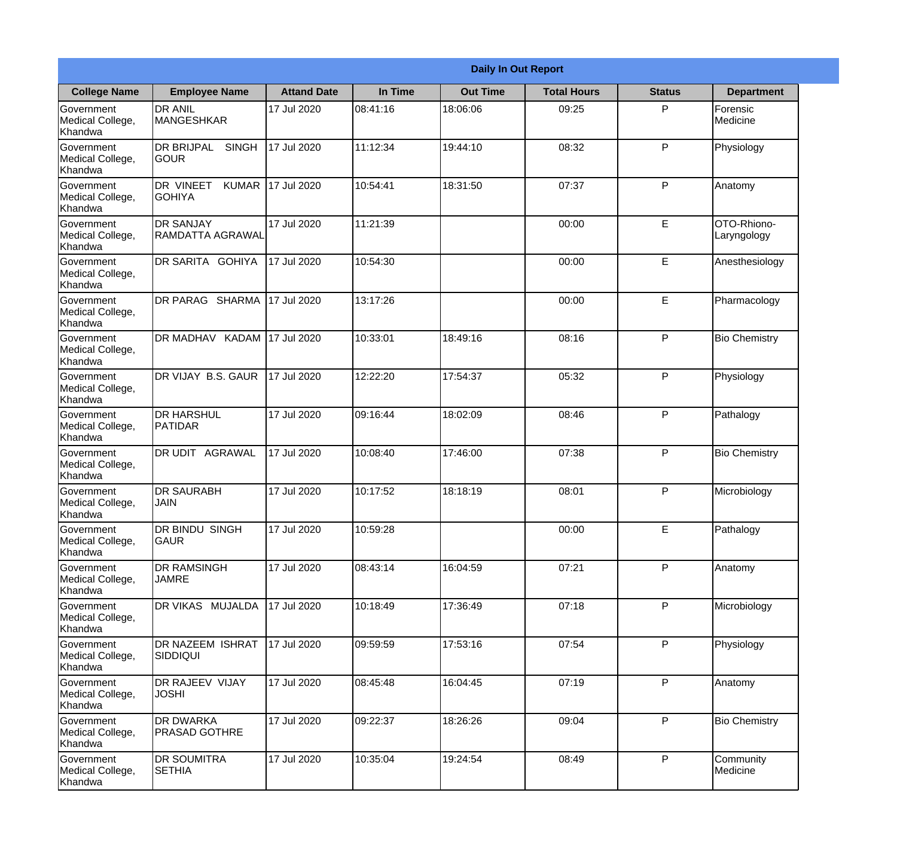## Daily In Out Report

| College Name | Employee Name | Attand Date | In Time | Out Time | Total Hours | Status | Department |
|---|---|---|---|---|---|---|---|
| Government Medical College, Khandwa | DR ANIL MANGESHKAR | 17 Jul 2020 | 08:41:16 | 18:06:06 | 09:25 | P | Forensic Medicine |
| Government Medical College, Khandwa | DR BRIJPAL SINGH GOUR | 17 Jul 2020 | 11:12:34 | 19:44:10 | 08:32 | P | Physiology |
| Government Medical College, Khandwa | DR VINEET KUMAR GOHIYA | 17 Jul 2020 | 10:54:41 | 18:31:50 | 07:37 | P | Anatomy |
| Government Medical College, Khandwa | DR SANJAY RAMDATTA AGRAWAL | 17 Jul 2020 | 11:21:39 | | 00:00 | E | OTO-Rhiono-Laryngology |
| Government Medical College, Khandwa | DR SARITA GOHIYA | 17 Jul 2020 | 10:54:30 | | 00:00 | E | Anesthesiology |
| Government Medical College, Khandwa | DR PARAG SHARMA | 17 Jul 2020 | 13:17:26 | | 00:00 | E | Pharmacology |
| Government Medical College, Khandwa | DR MADHAV KADAM | 17 Jul 2020 | 10:33:01 | 18:49:16 | 08:16 | P | Bio Chemistry |
| Government Medical College, Khandwa | DR VIJAY B.S. GAUR | 17 Jul 2020 | 12:22:20 | 17:54:37 | 05:32 | P | Physiology |
| Government Medical College, Khandwa | DR HARSHUL PATIDAR | 17 Jul 2020 | 09:16:44 | 18:02:09 | 08:46 | P | Pathalogy |
| Government Medical College, Khandwa | DR UDIT AGRAWAL | 17 Jul 2020 | 10:08:40 | 17:46:00 | 07:38 | P | Bio Chemistry |
| Government Medical College, Khandwa | DR SAURABH JAIN | 17 Jul 2020 | 10:17:52 | 18:18:19 | 08:01 | P | Microbiology |
| Government Medical College, Khandwa | DR BINDU SINGH GAUR | 17 Jul 2020 | 10:59:28 | | 00:00 | E | Pathalogy |
| Government Medical College, Khandwa | DR RAMSINGH JAMRE | 17 Jul 2020 | 08:43:14 | 16:04:59 | 07:21 | P | Anatomy |
| Government Medical College, Khandwa | DR VIKAS MUJALDA | 17 Jul 2020 | 10:18:49 | 17:36:49 | 07:18 | P | Microbiology |
| Government Medical College, Khandwa | DR NAZEEM ISHRAT SIDDIQUI | 17 Jul 2020 | 09:59:59 | 17:53:16 | 07:54 | P | Physiology |
| Government Medical College, Khandwa | DR RAJEEV VIJAY JOSHI | 17 Jul 2020 | 08:45:48 | 16:04:45 | 07:19 | P | Anatomy |
| Government Medical College, Khandwa | DR DWARKA PRASAD GOTHRE | 17 Jul 2020 | 09:22:37 | 18:26:26 | 09:04 | P | Bio Chemistry |
| Government Medical College, Khandwa | DR SOUMITRA SETHIA | 17 Jul 2020 | 10:35:04 | 19:24:54 | 08:49 | P | Community Medicine |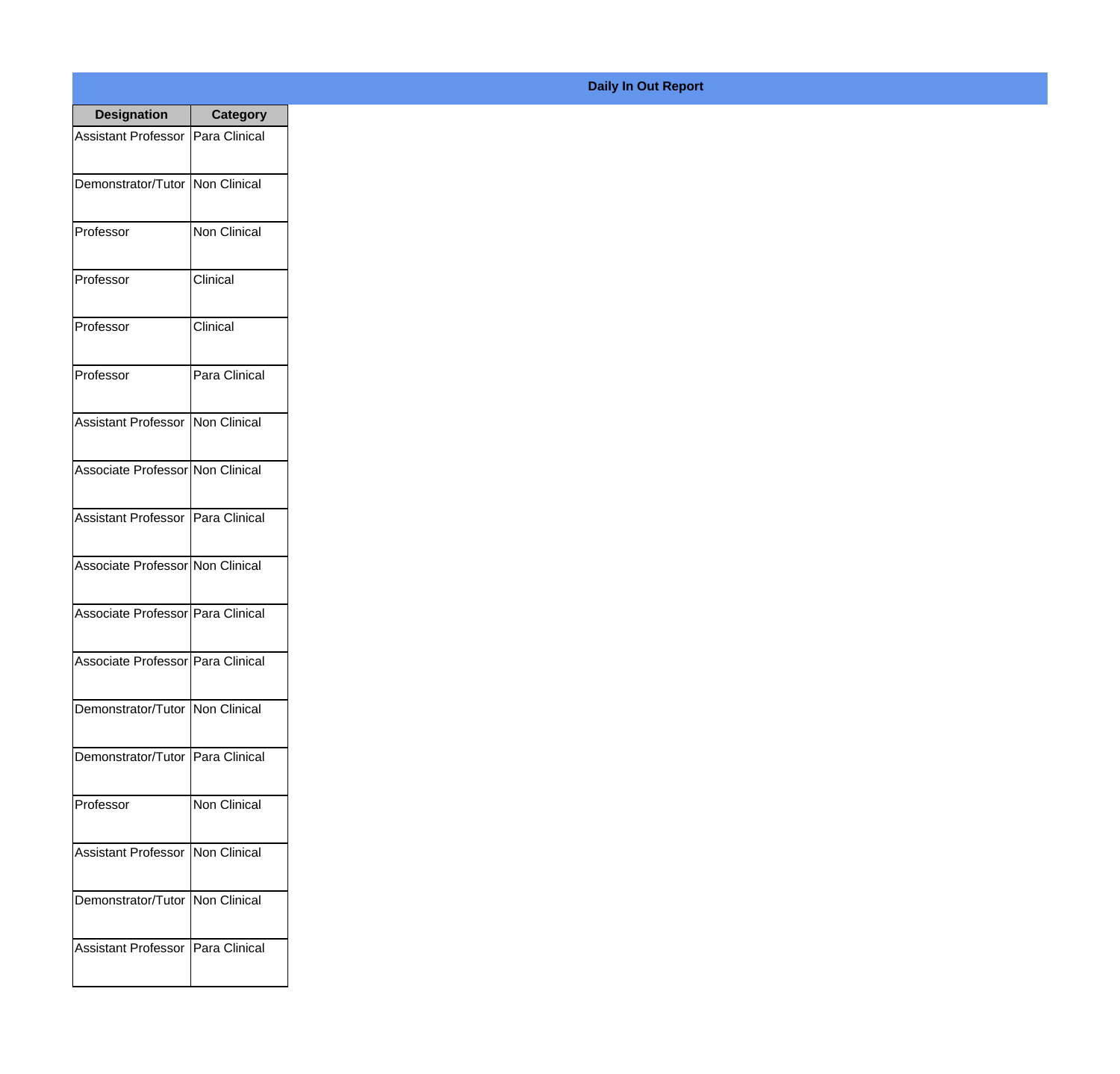**Daily In Out Report**

| Designation | Category |
| --- | --- |
| Assistant Professor | Para Clinical |
| Demonstrator/Tutor | Non Clinical |
| Professor | Non Clinical |
| Professor | Clinical |
| Professor | Clinical |
| Professor | Para Clinical |
| Assistant Professor | Non Clinical |
| Associate Professor | Non Clinical |
| Assistant Professor | Para Clinical |
| Associate Professor | Non Clinical |
| Associate Professor | Para Clinical |
| Associate Professor | Para Clinical |
| Demonstrator/Tutor | Non Clinical |
| Demonstrator/Tutor | Para Clinical |
| Professor | Non Clinical |
| Assistant Professor | Non Clinical |
| Demonstrator/Tutor | Non Clinical |
| Assistant Professor | Para Clinical |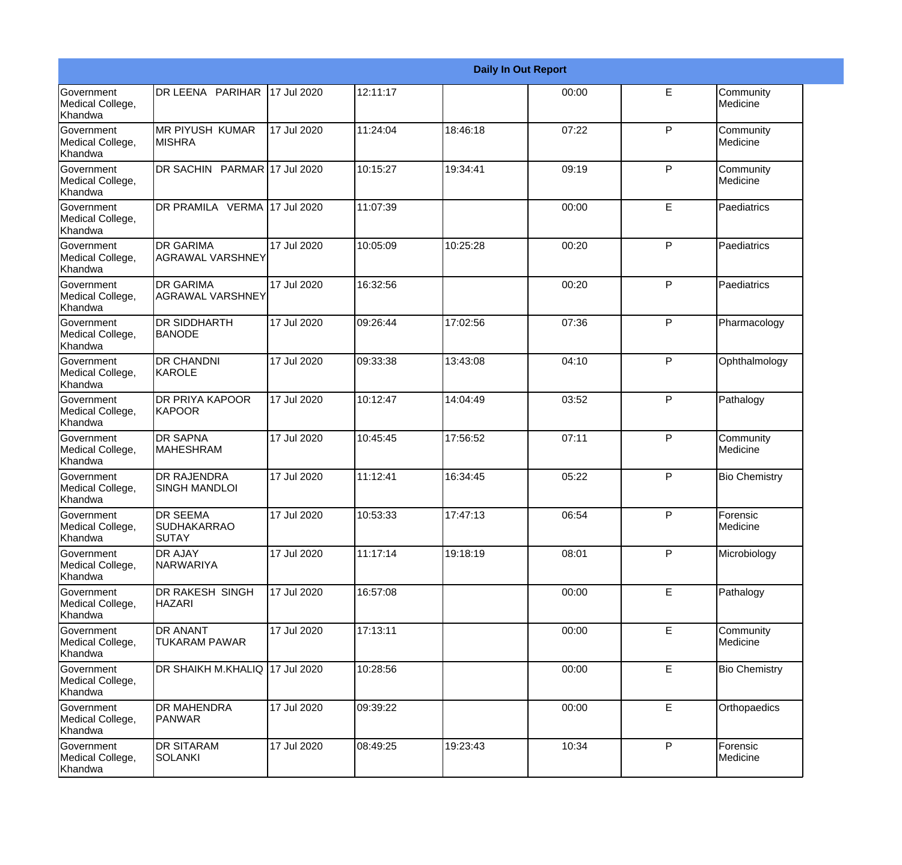| Daily In Out Report | | | | | | | |
|---|---|---|---|---|---|---|---|
| Government Medical College, Khandwa | DR LEENA PARIHAR | 17 Jul 2020 | 12:11:17 | | 00:00 | E | Community Medicine |
| Government Medical College, Khandwa | MR PIYUSH KUMAR MISHRA | 17 Jul 2020 | 11:24:04 | 18:46:18 | 07:22 | P | Community Medicine |
| Government Medical College, Khandwa | DR SACHIN PARMAR | 17 Jul 2020 | 10:15:27 | 19:34:41 | 09:19 | P | Community Medicine |
| Government Medical College, Khandwa | DR PRAMILA VERMA | 17 Jul 2020 | 11:07:39 | | 00:00 | E | Paediatrics |
| Government Medical College, Khandwa | DR GARIMA AGRAWAL VARSHNEY | 17 Jul 2020 | 10:05:09 | 10:25:28 | 00:20 | P | Paediatrics |
| Government Medical College, Khandwa | DR GARIMA AGRAWAL VARSHNEY | 17 Jul 2020 | 16:32:56 | | 00:20 | P | Paediatrics |
| Government Medical College, Khandwa | DR SIDDHARTH BANODE | 17 Jul 2020 | 09:26:44 | 17:02:56 | 07:36 | P | Pharmacology |
| Government Medical College, Khandwa | DR CHANDNI KAROLE | 17 Jul 2020 | 09:33:38 | 13:43:08 | 04:10 | P | Ophthalmology |
| Government Medical College, Khandwa | DR PRIYA KAPOOR KAPOOR | 17 Jul 2020 | 10:12:47 | 14:04:49 | 03:52 | P | Pathalogy |
| Government Medical College, Khandwa | DR SAPNA MAHESHRAM | 17 Jul 2020 | 10:45:45 | 17:56:52 | 07:11 | P | Community Medicine |
| Government Medical College, Khandwa | DR RAJENDRA SINGH MANDLOI | 17 Jul 2020 | 11:12:41 | 16:34:45 | 05:22 | P | Bio Chemistry |
| Government Medical College, Khandwa | DR SEEMA SUDHAKARRAO SUTAY | 17 Jul 2020 | 10:53:33 | 17:47:13 | 06:54 | P | Forensic Medicine |
| Government Medical College, Khandwa | DR AJAY NARWARIYA | 17 Jul 2020 | 11:17:14 | 19:18:19 | 08:01 | P | Microbiology |
| Government Medical College, Khandwa | DR RAKESH SINGH HAZARI | 17 Jul 2020 | 16:57:08 | | 00:00 | E | Pathalogy |
| Government Medical College, Khandwa | DR ANANT TUKARAM PAWAR | 17 Jul 2020 | 17:13:11 | | 00:00 | E | Community Medicine |
| Government Medical College, Khandwa | DR SHAIKH M.KHALIQ | 17 Jul 2020 | 10:28:56 | | 00:00 | E | Bio Chemistry |
| Government Medical College, Khandwa | DR MAHENDRA PANWAR | 17 Jul 2020 | 09:39:22 | | 00:00 | E | Orthopaedics |
| Government Medical College, Khandwa | DR SITARAM SOLANKI | 17 Jul 2020 | 08:49:25 | 19:23:43 | 10:34 | P | Forensic Medicine |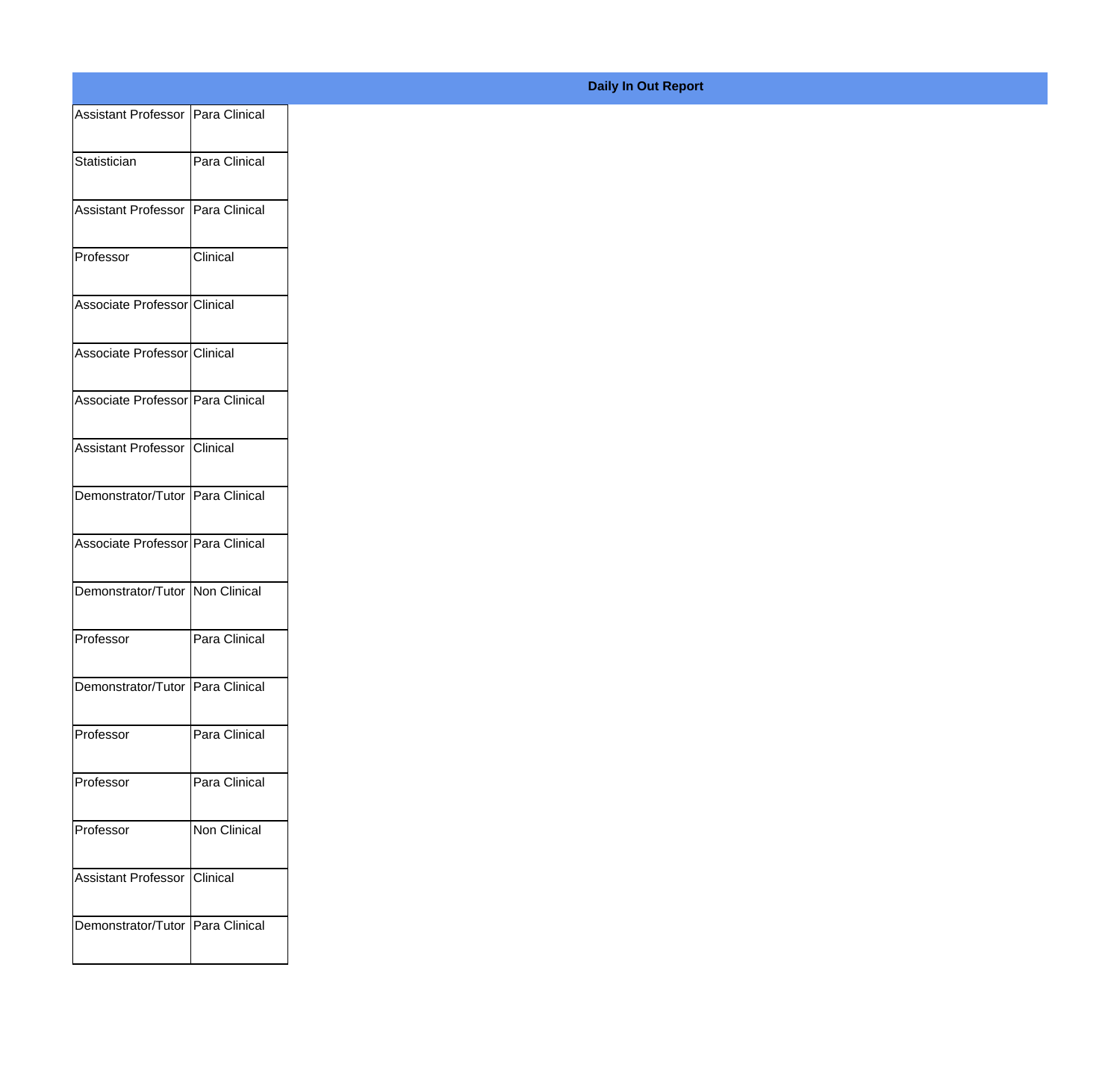**Daily In Out Report**

| | |
|---|---|
| Assistant Professor | Para Clinical |
| Statistician | Para Clinical |
| Assistant Professor | Para Clinical |
| Professor | Clinical |
| Associate Professor | Clinical |
| Associate Professor | Clinical |
| Associate Professor | Para Clinical |
| Assistant Professor | Clinical |
| Demonstrator/Tutor | Para Clinical |
| Associate Professor | Para Clinical |
| Demonstrator/Tutor | Non Clinical |
| Professor | Para Clinical |
| Demonstrator/Tutor | Para Clinical |
| Professor | Para Clinical |
| Professor | Para Clinical |
| Professor | Non Clinical |
| Assistant Professor | Clinical |
| Demonstrator/Tutor | Para Clinical |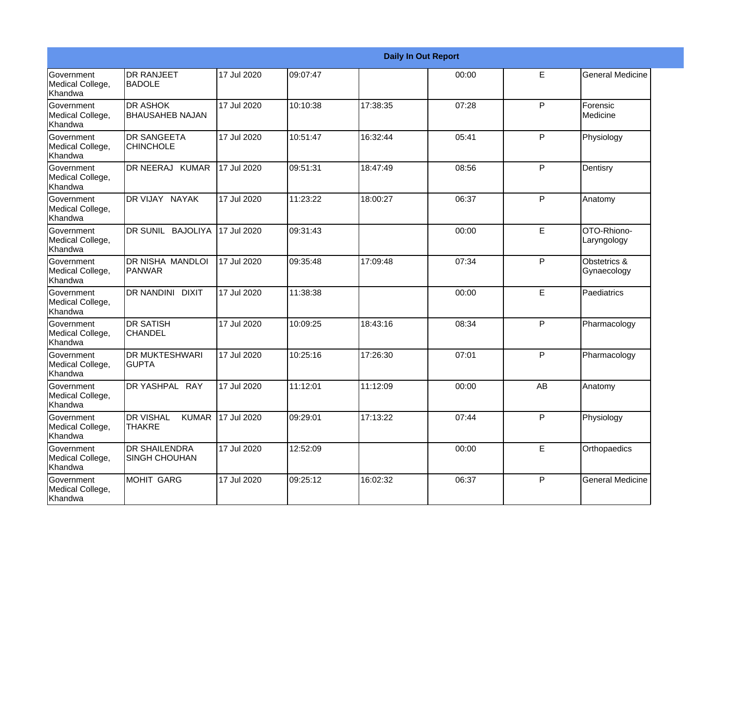| Daily In Out Report | | | | | | | |
|---|---|---|---|---|---|---|---|
| Government Medical College, Khandwa | DR RANJEET BADOLE | 17 Jul 2020 | 09:07:47 | | 00:00 | E | General Medicine |
| Government Medical College, Khandwa | DR ASHOK BHAUSAHEB NAJAN | 17 Jul 2020 | 10:10:38 | 17:38:35 | 07:28 | P | Forensic Medicine |
| Government Medical College, Khandwa | DR SANGEETA CHINCHOLE | 17 Jul 2020 | 10:51:47 | 16:32:44 | 05:41 | P | Physiology |
| Government Medical College, Khandwa | DR NEERAJ KUMAR | 17 Jul 2020 | 09:51:31 | 18:47:49 | 08:56 | P | Dentisry |
| Government Medical College, Khandwa | DR VIJAY NAYAK | 17 Jul 2020 | 11:23:22 | 18:00:27 | 06:37 | P | Anatomy |
| Government Medical College, Khandwa | DR SUNIL BAJOLIYA | 17 Jul 2020 | 09:31:43 | | 00:00 | E | OTO-Rhiono-Laryngology |
| Government Medical College, Khandwa | DR NISHA MANDLOI PANWAR | 17 Jul 2020 | 09:35:48 | 17:09:48 | 07:34 | P | Obstetrics & Gynaecology |
| Government Medical College, Khandwa | DR NANDINI DIXIT | 17 Jul 2020 | 11:38:38 | | 00:00 | E | Paediatrics |
| Government Medical College, Khandwa | DR SATISH CHANDEL | 17 Jul 2020 | 10:09:25 | 18:43:16 | 08:34 | P | Pharmacology |
| Government Medical College, Khandwa | DR MUKTESHWARI GUPTA | 17 Jul 2020 | 10:25:16 | 17:26:30 | 07:01 | P | Pharmacology |
| Government Medical College, Khandwa | DR YASHPAL RAY | 17 Jul 2020 | 11:12:01 | 11:12:09 | 00:00 | AB | Anatomy |
| Government Medical College, Khandwa | DR VISHAL KUMAR THAKRE | 17 Jul 2020 | 09:29:01 | 17:13:22 | 07:44 | P | Physiology |
| Government Medical College, Khandwa | DR SHAILENDRA SINGH CHOUHAN | 17 Jul 2020 | 12:52:09 | | 00:00 | E | Orthopaedics |
| Government Medical College, Khandwa | MOHIT GARG | 17 Jul 2020 | 09:25:12 | 16:02:32 | 06:37 | P | General Medicine |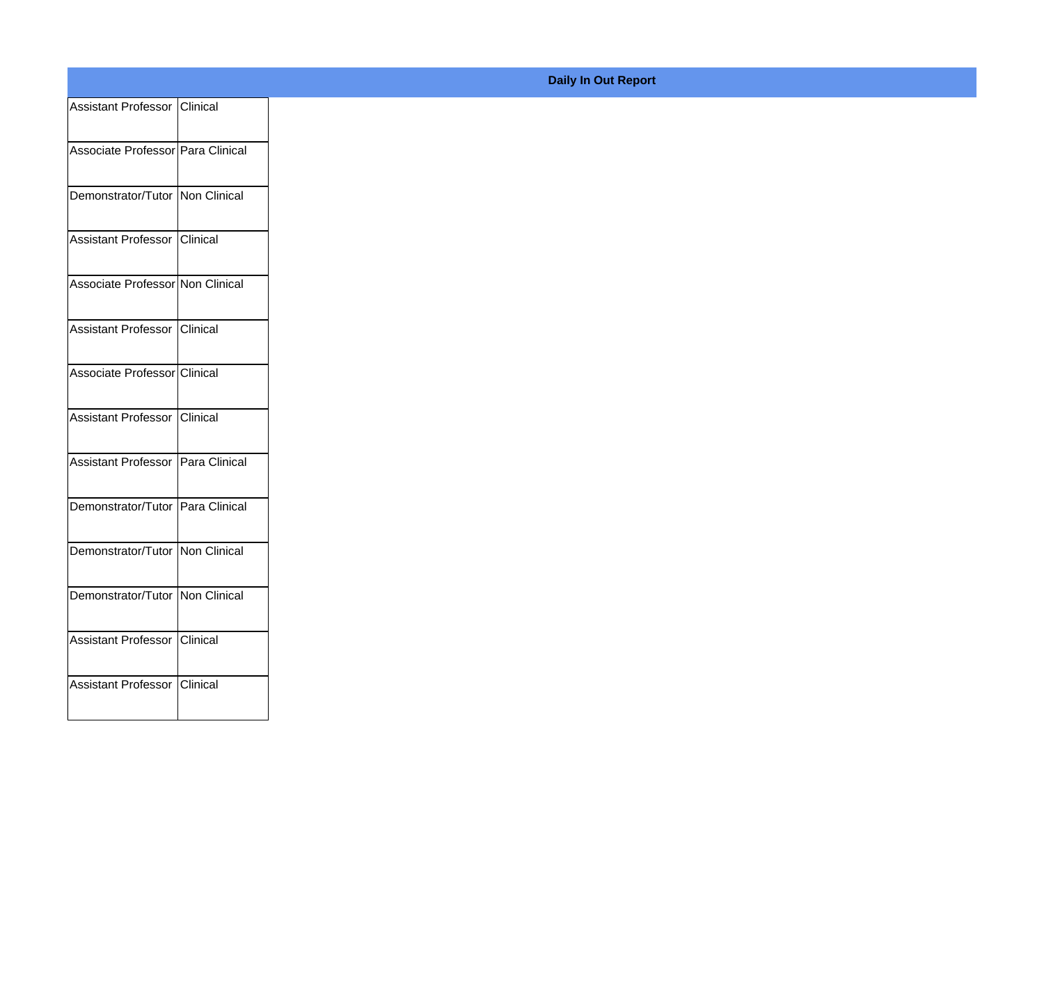**Daily In Out Report**

| | |
|---|---|
| Assistant Professor | Clinical |
| Associate Professor | Para Clinical |
| Demonstrator/Tutor | Non Clinical |
| Assistant Professor | Clinical |
| Associate Professor | Non Clinical |
| Assistant Professor | Clinical |
| Associate Professor | Clinical |
| Assistant Professor | Clinical |
| Assistant Professor | Para Clinical |
| Demonstrator/Tutor | Para Clinical |
| Demonstrator/Tutor | Non Clinical |
| Demonstrator/Tutor | Non Clinical |
| Assistant Professor | Clinical |
| Assistant Professor | Clinical |